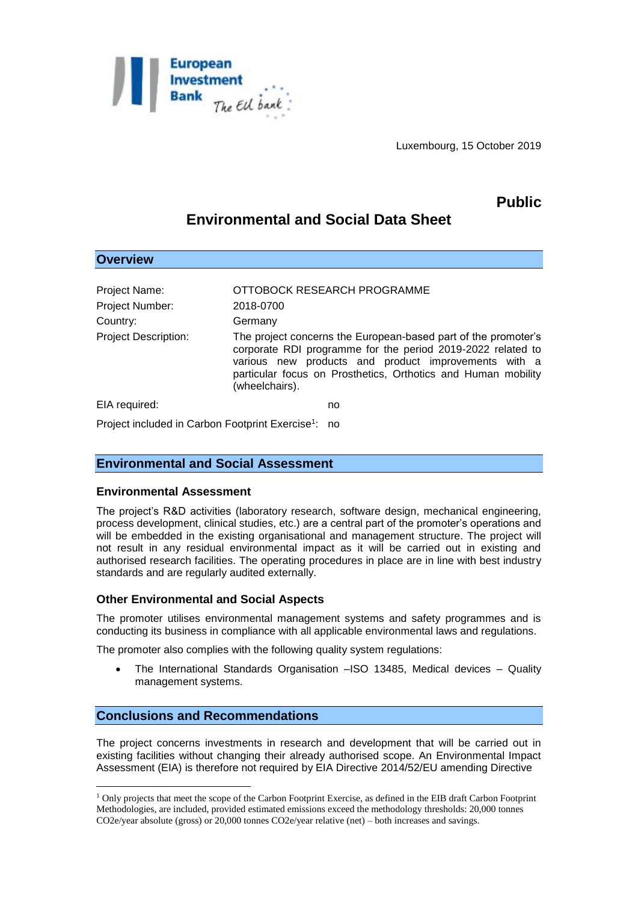Luxembourg, 15 October 2019

**Public**

# Environmental and Social Data Sheet

## Overview

| | |
|---|---|
| Project Name: | OTTOBOCK RESEARCH PROGRAMME |
| Project Number: | 2018-0700 |
| Country: | Germany |
| Project Description: | The project concerns the European-based part of the promoter's corporate RDI programme for the period 2019-2022 related to various new products and product improvements with a particular focus on Prosthetics, Orthotics and Human mobility (wheelchairs). |

EIA required: no

Project included in Carbon Footprint Exercise[1]: no

## Environmental and Social Assessment

### Environmental Assessment

The project's R&D activities (laboratory research, software design, mechanical engineering, process development, clinical studies, etc.) are a central part of the promoter's operations and will be embedded in the existing organisational and management structure. The project will not result in any residual environmental impact as it will be carried out in existing and authorised research facilities. The operating procedures in place are in line with best industry standards and are regularly audited externally.

### Other Environmental and Social Aspects

The promoter utilises environmental management systems and safety programmes and is conducting its business in compliance with all applicable environmental laws and regulations.

The promoter also complies with the following quality system regulations:

- The International Standards Organisation –ISO 13485, Medical devices – Quality management systems.

## Conclusions and Recommendations

The project concerns investments in research and development that will be carried out in existing facilities without changing their already authorised scope. An Environmental Impact Assessment (EIA) is therefore not required by EIA Directive 2014/52/EU amending Directive

[1] Only projects that meet the scope of the Carbon Footprint Exercise, as defined in the EIB draft Carbon Footprint Methodologies, are included, provided estimated emissions exceed the methodology thresholds: 20,000 tonnes CO2e/year absolute (gross) or 20,000 tonnes CO2e/year relative (net) – both increases and savings.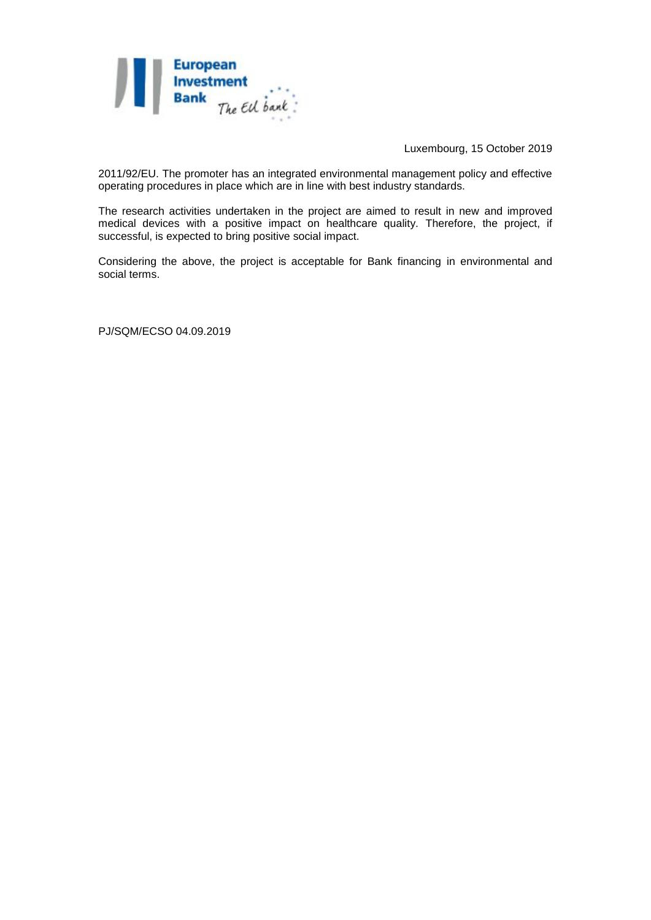2011/92/EU. The promoter has an integrated environmental management policy and effective operating procedures in place which are in line with best industry standards.

The research activities undertaken in the project are aimed to result in new and improved medical devices with a positive impact on healthcare quality. Therefore, the project, if successful, is expected to bring positive social impact.

Considering the above, the project is acceptable for Bank financing in environmental and social terms.

PJ/SQM/ECSO 04.09.2019